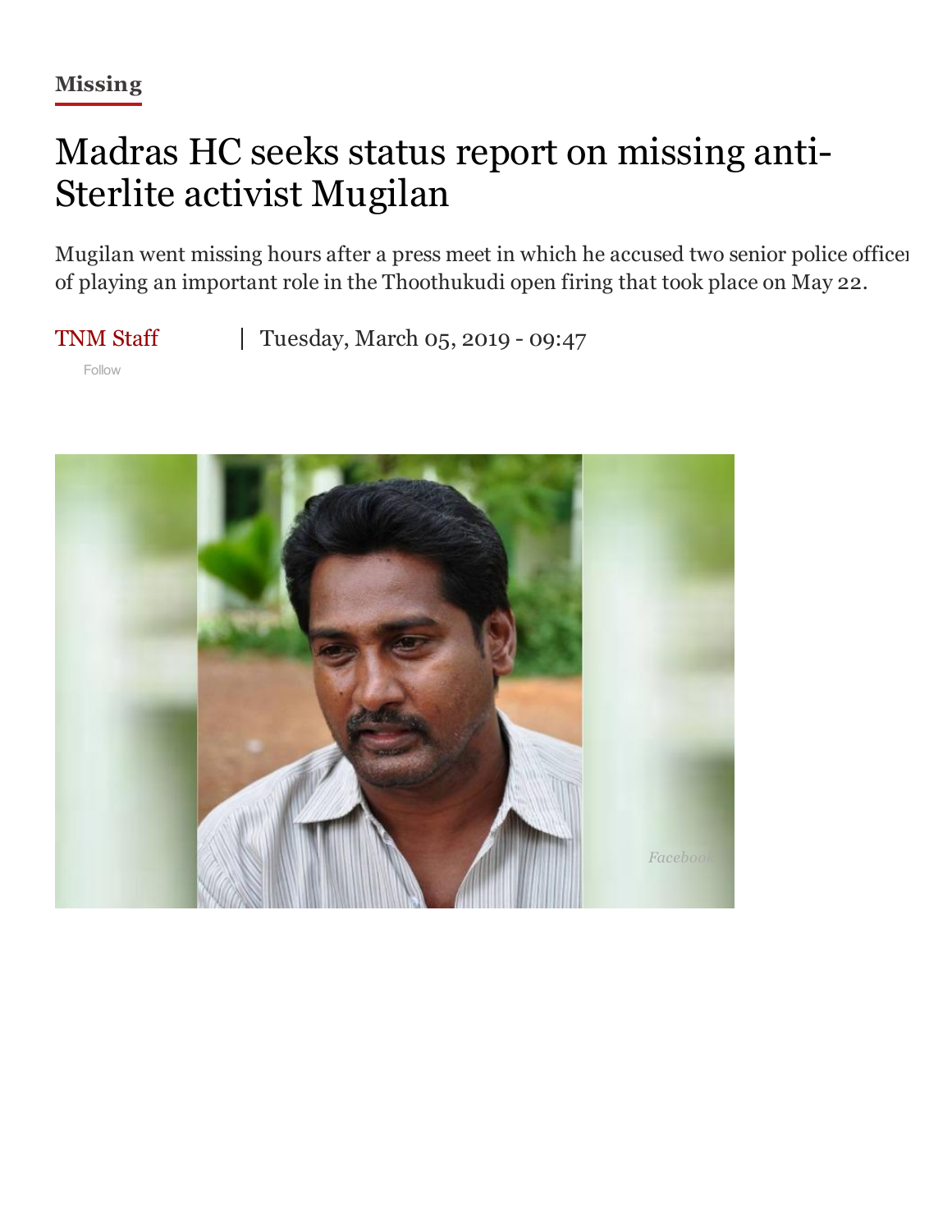Missing

# Madras HC seeks status report on missing anti-Sterlite activist Mugilan

Mugilan went missing hours after a press meet in which he accused two senior police officer of playing an important role in the Thoothukudi open firing that took place on May 22.

TNM Staff | Tuesday, March 05, 2019 - 09:47

Follow

*Facebook*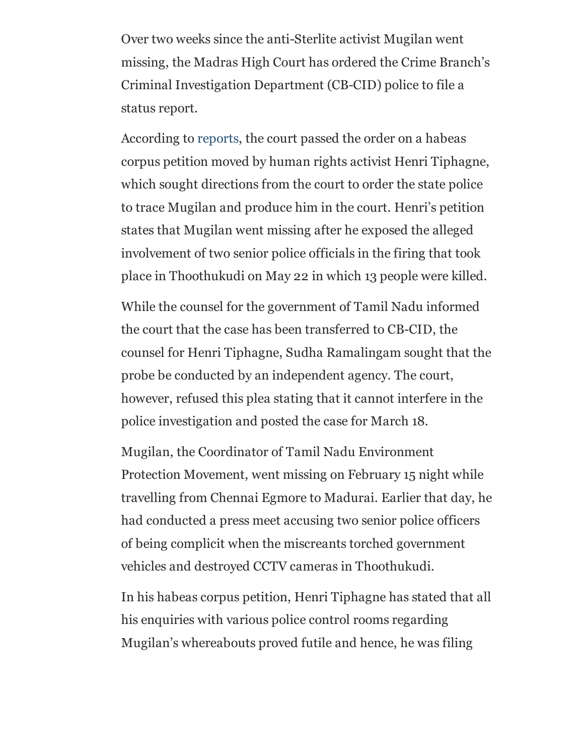Over two weeks since the anti-Sterlite activist Mugilan went missing, the Madras High Court has ordered the Crime Branch's Criminal Investigation Department (CB-CID) police to file a status report.

According to reports, the court passed the order on a habeas corpus petition moved by human rights activist Henri Tiphagne, which sought directions from the court to order the state police to trace Mugilan and produce him in the court. Henri's petition states that Mugilan went missing after he exposed the alleged involvement of two senior police officials in the firing that took place in Thoothukudi on May 22 in which 13 people were killed.

While the counsel for the government of Tamil Nadu informed the court that the case has been transferred to CB-CID, the counsel for Henri Tiphagne, Sudha Ramalingam sought that the probe be conducted by an independent agency. The court, however, refused this plea stating that it cannot interfere in the police investigation and posted the case for March 18.

Mugilan, the Coordinator of Tamil Nadu Environment Protection Movement, went missing on February 15 night while travelling from Chennai Egmore to Madurai. Earlier that day, he had conducted a press meet accusing two senior police officers of being complicit when the miscreants torched government vehicles and destroyed CCTV cameras in Thoothukudi.

In his habeas corpus petition, Henri Tiphagne has stated that all his enquiries with various police control rooms regarding Mugilan's whereabouts proved futile and hence, he was filing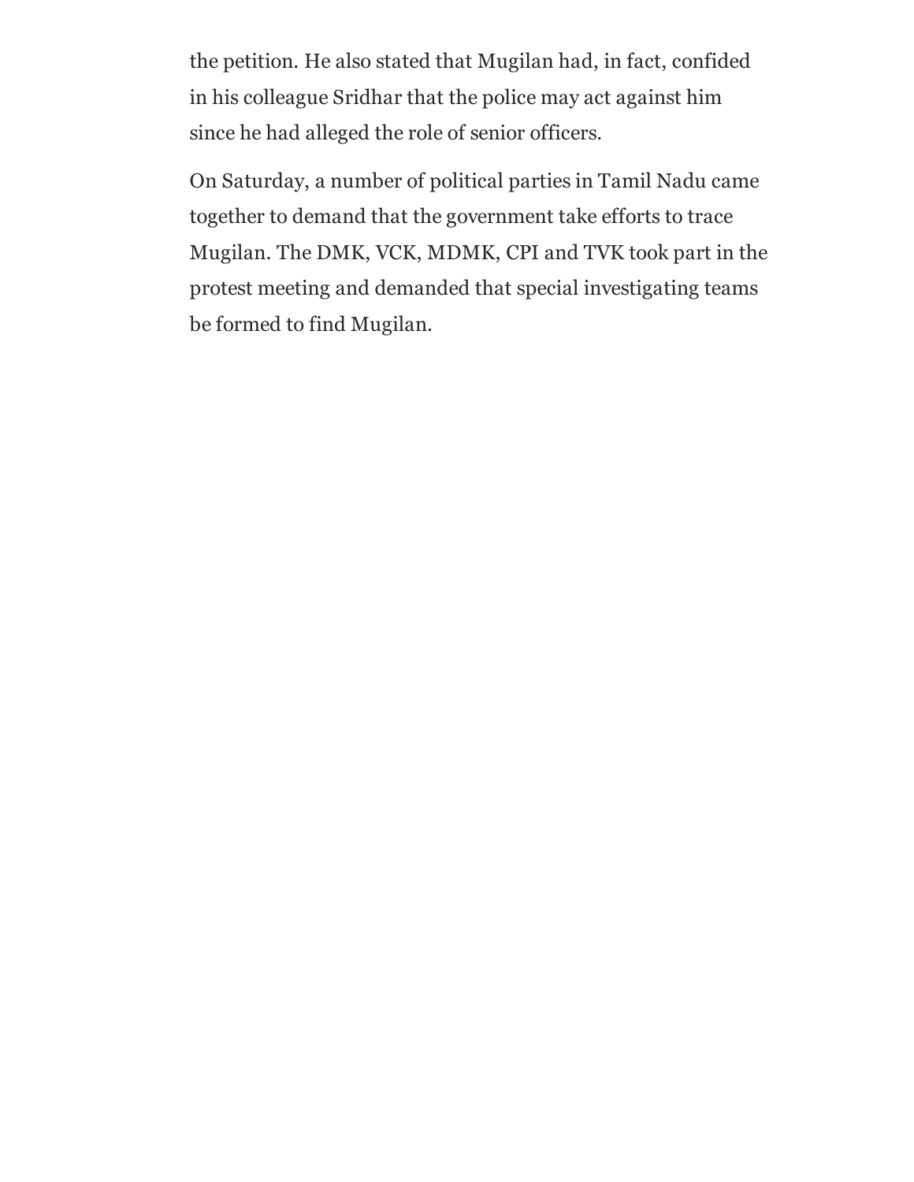the petition. He also stated that Mugilan had, in fact, confided in his colleague Sridhar that the police may act against him since he had alleged the role of senior officers.

On Saturday, a number of political parties in Tamil Nadu came together to demand that the government take efforts to trace Mugilan. The DMK, VCK, MDMK, CPI and TVK took part in the protest meeting and demanded that special investigating teams be formed to find Mugilan.